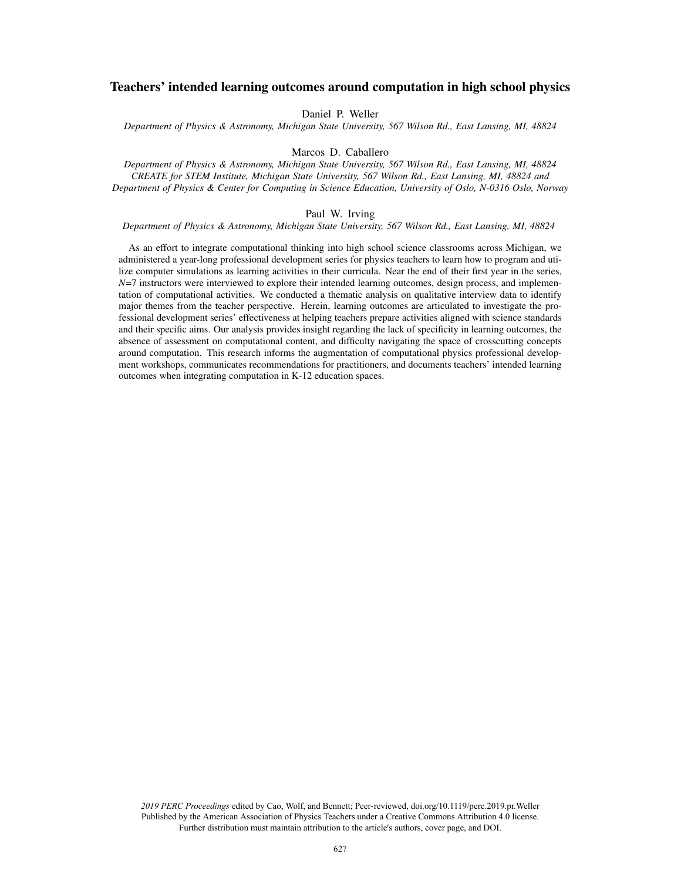# Teachers' intended learning outcomes around computation in high school physics

Daniel P. Weller

*Department of Physics & Astronomy, Michigan State University, 567 Wilson Rd., East Lansing, MI, 48824*

Marcos D. Caballero

*Department of Physics & Astronomy, Michigan State University, 567 Wilson Rd., East Lansing, MI, 48824*
*CREATE for STEM Institute, Michigan State University, 567 Wilson Rd., East Lansing, MI, 48824 and*
*Department of Physics & Center for Computing in Science Education, University of Oslo, N-0316 Oslo, Norway*

Paul W. Irving

*Department of Physics & Astronomy, Michigan State University, 567 Wilson Rd., East Lansing, MI, 48824*

As an effort to integrate computational thinking into high school science classrooms across Michigan, we administered a year-long professional development series for physics teachers to learn how to program and utilize computer simulations as learning activities in their curricula. Near the end of their first year in the series, $N$=7 instructors were interviewed to explore their intended learning outcomes, design process, and implementation of computational activities. We conducted a thematic analysis on qualitative interview data to identify major themes from the teacher perspective. Herein, learning outcomes are articulated to investigate the professional development series' effectiveness at helping teachers prepare activities aligned with science standards and their specific aims. Our analysis provides insight regarding the lack of specificity in learning outcomes, the absence of assessment on computational content, and difficulty navigating the space of crosscutting concepts around computation. This research informs the augmentation of computational physics professional development workshops, communicates recommendations for practitioners, and documents teachers' intended learning outcomes when integrating computation in K-12 education spaces.

*2019 PERC Proceedings* edited by Cao, Wolf, and Bennett; Peer-reviewed, doi.org/10.1119/perc.2019.pr.Weller
Published by the American Association of Physics Teachers under a Creative Commons Attribution 4.0 license.
Further distribution must maintain attribution to the article's authors, cover page, and DOI.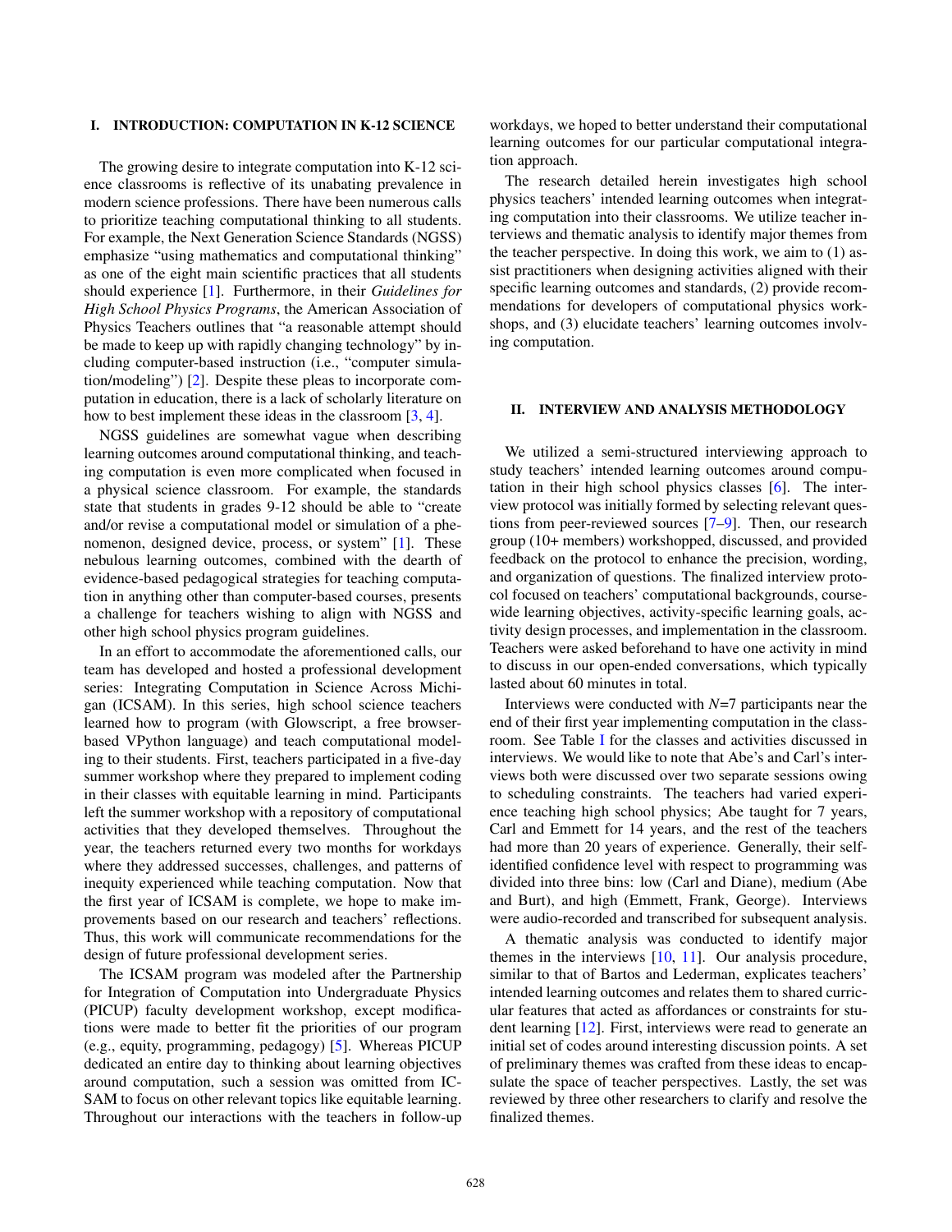## I. INTRODUCTION: COMPUTATION IN K-12 SCIENCE

The growing desire to integrate computation into K-12 science classrooms is reflective of its unabating prevalence in modern science professions. There have been numerous calls to prioritize teaching computational thinking to all students. For example, the Next Generation Science Standards (NGSS) emphasize "using mathematics and computational thinking" as one of the eight main scientific practices that all students should experience [1]. Furthermore, in their *Guidelines for High School Physics Programs*, the American Association of Physics Teachers outlines that "a reasonable attempt should be made to keep up with rapidly changing technology" by including computer-based instruction (i.e., "computer simulation/modeling") [2]. Despite these pleas to incorporate computation in education, there is a lack of scholarly literature on how to best implement these ideas in the classroom [3, 4].

NGSS guidelines are somewhat vague when describing learning outcomes around computational thinking, and teaching computation is even more complicated when focused in a physical science classroom. For example, the standards state that students in grades 9-12 should be able to "create and/or revise a computational model or simulation of a phenomenon, designed device, process, or system" [1]. These nebulous learning outcomes, combined with the dearth of evidence-based pedagogical strategies for teaching computation in anything other than computer-based courses, presents a challenge for teachers wishing to align with NGSS and other high school physics program guidelines.

In an effort to accommodate the aforementioned calls, our team has developed and hosted a professional development series: Integrating Computation in Science Across Michigan (ICSAM). In this series, high school science teachers learned how to program (with Glowscript, a free browser-based VPython language) and teach computational modeling to their students. First, teachers participated in a five-day summer workshop where they prepared to implement coding in their classes with equitable learning in mind. Participants left the summer workshop with a repository of computational activities that they developed themselves. Throughout the year, the teachers returned every two months for workdays where they addressed successes, challenges, and patterns of inequity experienced while teaching computation. Now that the first year of ICSAM is complete, we hope to make improvements based on our research and teachers' reflections. Thus, this work will communicate recommendations for the design of future professional development series.

The ICSAM program was modeled after the Partnership for Integration of Computation into Undergraduate Physics (PICUP) faculty development workshop, except modifications were made to better fit the priorities of our program (e.g., equity, programming, pedagogy) [5]. Whereas PICUP dedicated an entire day to thinking about learning objectives around computation, such a session was omitted from ICSAM to focus on other relevant topics like equitable learning. Throughout our interactions with the teachers in follow-up workdays, we hoped to better understand their computational learning outcomes for our particular computational integration approach.

The research detailed herein investigates high school physics teachers' intended learning outcomes when integrating computation into their classrooms. We utilize teacher interviews and thematic analysis to identify major themes from the teacher perspective. In doing this work, we aim to (1) assist practitioners when designing activities aligned with their specific learning outcomes and standards, (2) provide recommendations for developers of computational physics workshops, and (3) elucidate teachers' learning outcomes involving computation.

## II. INTERVIEW AND ANALYSIS METHODOLOGY

We utilized a semi-structured interviewing approach to study teachers' intended learning outcomes around computation in their high school physics classes [6]. The interview protocol was initially formed by selecting relevant questions from peer-reviewed sources [7–9]. Then, our research group (10+ members) workshopped, discussed, and provided feedback on the protocol to enhance the precision, wording, and organization of questions. The finalized interview protocol focused on teachers' computational backgrounds, course-wide learning objectives, activity-specific learning goals, activity design processes, and implementation in the classroom. Teachers were asked beforehand to have one activity in mind to discuss in our open-ended conversations, which typically lasted about 60 minutes in total.

Interviews were conducted with $N$=7 participants near the end of their first year implementing computation in the classroom. See Table I for the classes and activities discussed in interviews. We would like to note that Abe's and Carl's interviews both were discussed over two separate sessions owing to scheduling constraints. The teachers had varied experience teaching high school physics; Abe taught for 7 years, Carl and Emmett for 14 years, and the rest of the teachers had more than 20 years of experience. Generally, their self-identified confidence level with respect to programming was divided into three bins: low (Carl and Diane), medium (Abe and Burt), and high (Emmett, Frank, George). Interviews were audio-recorded and transcribed for subsequent analysis.

A thematic analysis was conducted to identify major themes in the interviews [10, 11]. Our analysis procedure, similar to that of Bartos and Lederman, explicates teachers' intended learning outcomes and relates them to shared curricular features that acted as affordances or constraints for student learning [12]. First, interviews were read to generate an initial set of codes around interesting discussion points. A set of preliminary themes was crafted from these ideas to encapsulate the space of teacher perspectives. Lastly, the set was reviewed by three other researchers to clarify and resolve the finalized themes.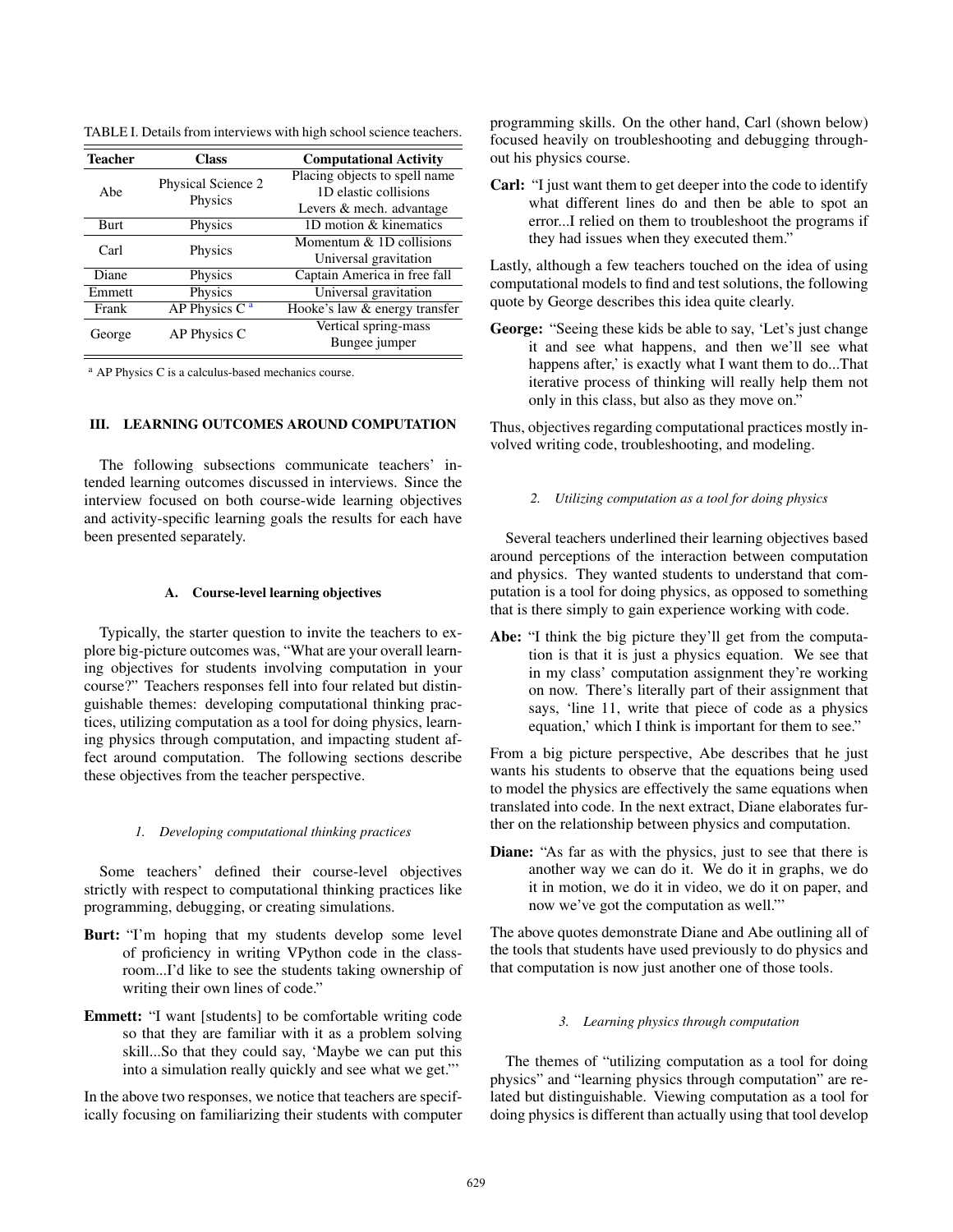TABLE I. Details from interviews with high school science teachers.

| Teacher | Class | Computational Activity |
| --- | --- | --- |
| Abe | Physical Science 2 Physics | Placing objects to spell name |
| | | 1D elastic collisions |
| | | Levers & mech. advantage |
| Burt | Physics | 1D motion & kinematics |
| Carl | Physics | Momentum & 1D collisions |
| | | Universal gravitation |
| Diane | Physics | Captain America in free fall |
| Emmett | Physics | Universal gravitation |
| Frank | AP Physics C [a] | Hooke's law & energy transfer |
| George | AP Physics C | Vertical spring-mass |
| | | Bungee jumper |

[a] AP Physics C is a calculus-based mechanics course.

## III. LEARNING OUTCOMES AROUND COMPUTATION

The following subsections communicate teachers' intended learning outcomes discussed in interviews. Since the interview focused on both course-wide learning objectives and activity-specific learning goals the results for each have been presented separately.

### A. Course-level learning objectives

Typically, the starter question to invite the teachers to explore big-picture outcomes was, "What are your overall learning objectives for students involving computation in your course?" Teachers responses fell into four related but distinguishable themes: developing computational thinking practices, utilizing computation as a tool for doing physics, learning physics through computation, and impacting student affect around computation. The following sections describe these objectives from the teacher perspective.

#### *1. Developing computational thinking practices*

Some teachers' defined their course-level objectives strictly with respect to computational thinking practices like programming, debugging, or creating simulations.

**Burt:** "I'm hoping that my students develop some level of proficiency in writing VPython code in the classroom...I'd like to see the students taking ownership of writing their own lines of code."

**Emmett:** "I want [students] to be comfortable writing code so that they are familiar with it as a problem solving skill...So that they could say, 'Maybe we can put this into a simulation really quickly and see what we get."'

In the above two responses, we notice that teachers are specifically focusing on familiarizing their students with computer programming skills. On the other hand, Carl (shown below) focused heavily on troubleshooting and debugging throughout his physics course.

**Carl:** "I just want them to get deeper into the code to identify what different lines do and then be able to spot an error...I relied on them to troubleshoot the programs if they had issues when they executed them."

Lastly, although a few teachers touched on the idea of using computational models to find and test solutions, the following quote by George describes this idea quite clearly.

**George:** "Seeing these kids be able to say, 'Let's just change it and see what happens, and then we'll see what happens after,' is exactly what I want them to do...That iterative process of thinking will really help them not only in this class, but also as they move on."

Thus, objectives regarding computational practices mostly involved writing code, troubleshooting, and modeling.

#### *2. Utilizing computation as a tool for doing physics*

Several teachers underlined their learning objectives based around perceptions of the interaction between computation and physics. They wanted students to understand that computation is a tool for doing physics, as opposed to something that is there simply to gain experience working with code.

**Abe:** "I think the big picture they'll get from the computation is that it is just a physics equation. We see that in my class' computation assignment they're working on now. There's literally part of their assignment that says, 'line 11, write that piece of code as a physics equation,' which I think is important for them to see."

From a big picture perspective, Abe describes that he just wants his students to observe that the equations being used to model the physics are effectively the same equations when translated into code. In the next extract, Diane elaborates further on the relationship between physics and computation.

**Diane:** "As far as with the physics, just to see that there is another way we can do it. We do it in graphs, we do it in motion, we do it in video, we do it on paper, and now we've got the computation as well."'

The above quotes demonstrate Diane and Abe outlining all of the tools that students have used previously to do physics and that computation is now just another one of those tools.

#### *3. Learning physics through computation*

The themes of "utilizing computation as a tool for doing physics" and "learning physics through computation" are related but distinguishable. Viewing computation as a tool for doing physics is different than actually using that tool develop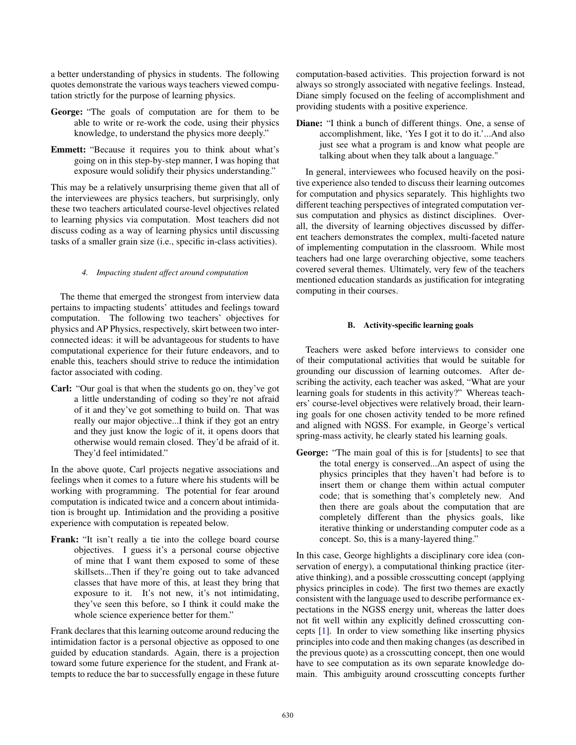a better understanding of physics in students. The following quotes demonstrate the various ways teachers viewed computation strictly for the purpose of learning physics.

**George:** "The goals of computation are for them to be able to write or re-work the code, using their physics knowledge, to understand the physics more deeply."

**Emmett:** "Because it requires you to think about what's going on in this step-by-step manner, I was hoping that exposure would solidify their physics understanding."

This may be a relatively unsurprising theme given that all of the interviewees are physics teachers, but surprisingly, only these two teachers articulated course-level objectives related to learning physics via computation. Most teachers did not discuss coding as a way of learning physics until discussing tasks of a smaller grain size (i.e., specific in-class activities).

#### *4. Impacting student affect around computation*

The theme that emerged the strongest from interview data pertains to impacting students' attitudes and feelings toward computation. The following two teachers' objectives for physics and AP Physics, respectively, skirt between two interconnected ideas: it will be advantageous for students to have computational experience for their future endeavors, and to enable this, teachers should strive to reduce the intimidation factor associated with coding.

**Carl:** "Our goal is that when the students go on, they've got a little understanding of coding so they're not afraid of it and they've got something to build on. That was really our major objective...I think if they got an entry and they just know the logic of it, it opens doors that otherwise would remain closed. They'd be afraid of it. They'd feel intimidated."

In the above quote, Carl projects negative associations and feelings when it comes to a future where his students will be working with programming. The potential for fear around computation is indicated twice and a concern about intimidation is brought up. Intimidation and the providing a positive experience with computation is repeated below.

**Frank:** "It isn't really a tie into the college board course objectives. I guess it's a personal course objective of mine that I want them exposed to some of these skillsets...Then if they're going out to take advanced classes that have more of this, at least they bring that exposure to it. It's not new, it's not intimidating, they've seen this before, so I think it could make the whole science experience better for them."

Frank declares that this learning outcome around reducing the intimidation factor is a personal objective as opposed to one guided by education standards. Again, there is a projection toward some future experience for the student, and Frank attempts to reduce the bar to successfully engage in these future computation-based activities. This projection forward is not always so strongly associated with negative feelings. Instead, Diane simply focused on the feeling of accomplishment and providing students with a positive experience.

**Diane:** "I think a bunch of different things. One, a sense of accomplishment, like, 'Yes I got it to do it.'...And also just see what a program is and know what people are talking about when they talk about a language."

In general, interviewees who focused heavily on the positive experience also tended to discuss their learning outcomes for computation and physics separately. This highlights two different teaching perspectives of integrated computation versus computation and physics as distinct disciplines. Overall, the diversity of learning objectives discussed by different teachers demonstrates the complex, multi-faceted nature of implementing computation in the classroom. While most teachers had one large overarching objective, some teachers covered several themes. Ultimately, very few of the teachers mentioned education standards as justification for integrating computing in their courses.

### B. Activity-specific learning goals

Teachers were asked before interviews to consider one of their computational activities that would be suitable for grounding our discussion of learning outcomes. After describing the activity, each teacher was asked, "What are your learning goals for students in this activity?" Whereas teachers' course-level objectives were relatively broad, their learning goals for one chosen activity tended to be more refined and aligned with NGSS. For example, in George's vertical spring-mass activity, he clearly stated his learning goals.

**George:** "The main goal of this is for [students] to see that the total energy is conserved...An aspect of using the physics principles that they haven't had before is to insert them or change them within actual computer code; that is something that's completely new. And then there are goals about the computation that are completely different than the physics goals, like iterative thinking or understanding computer code as a concept. So, this is a many-layered thing."

In this case, George highlights a disciplinary core idea (conservation of energy), a computational thinking practice (iterative thinking), and a possible crosscutting concept (applying physics principles in code). The first two themes are exactly consistent with the language used to describe performance expectations in the NGSS energy unit, whereas the latter does not fit well within any explicitly defined crosscutting concepts [1]. In order to view something like inserting physics principles into code and then making changes (as described in the previous quote) as a crosscutting concept, then one would have to see computation as its own separate knowledge domain. This ambiguity around crosscutting concepts further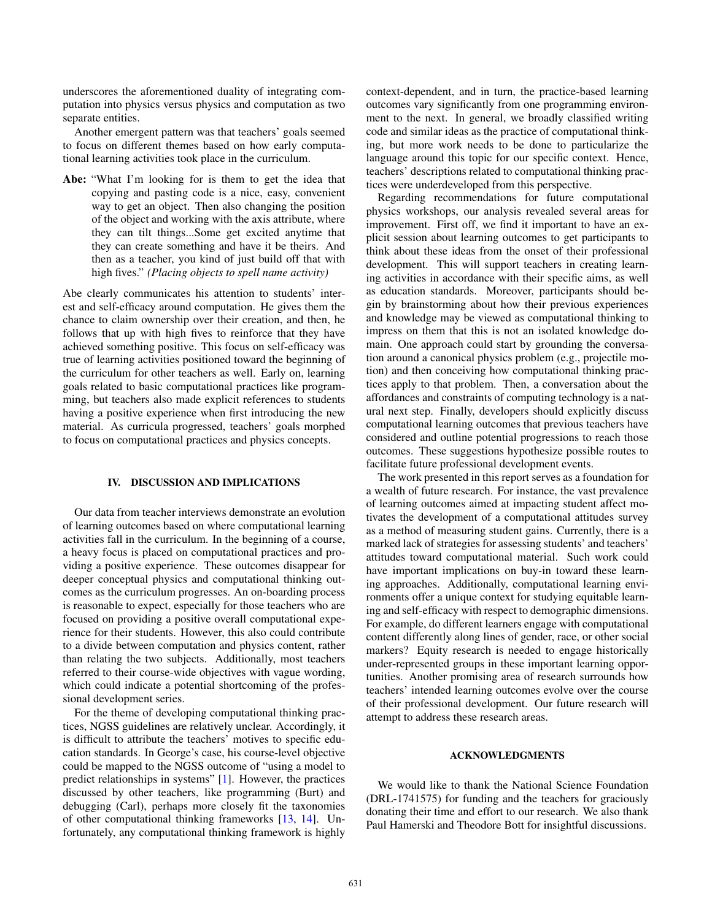underscores the aforementioned duality of integrating computation into physics versus physics and computation as two separate entities.

Another emergent pattern was that teachers' goals seemed to focus on different themes based on how early computational learning activities took place in the curriculum.

**Abe:** "What I'm looking for is them to get the idea that copying and pasting code is a nice, easy, convenient way to get an object. Then also changing the position of the object and working with the axis attribute, where they can tilt things...Some get excited anytime that they can create something and have it be theirs. And then as a teacher, you kind of just build off that with high fives." *(Placing objects to spell name activity)*

Abe clearly communicates his attention to students' interest and self-efficacy around computation. He gives them the chance to claim ownership over their creation, and then, he follows that up with high fives to reinforce that they have achieved something positive. This focus on self-efficacy was true of learning activities positioned toward the beginning of the curriculum for other teachers as well. Early on, learning goals related to basic computational practices like programming, but teachers also made explicit references to students having a positive experience when first introducing the new material. As curricula progressed, teachers' goals morphed to focus on computational practices and physics concepts.

## IV. DISCUSSION AND IMPLICATIONS

Our data from teacher interviews demonstrate an evolution of learning outcomes based on where computational learning activities fall in the curriculum. In the beginning of a course, a heavy focus is placed on computational practices and providing a positive experience. These outcomes disappear for deeper conceptual physics and computational thinking outcomes as the curriculum progresses. An on-boarding process is reasonable to expect, especially for those teachers who are focused on providing a positive overall computational experience for their students. However, this also could contribute to a divide between computation and physics content, rather than relating the two subjects. Additionally, most teachers referred to their course-wide objectives with vague wording, which could indicate a potential shortcoming of the professional development series.

For the theme of developing computational thinking practices, NGSS guidelines are relatively unclear. Accordingly, it is difficult to attribute the teachers' motives to specific education standards. In George's case, his course-level objective could be mapped to the NGSS outcome of "using a model to predict relationships in systems" [1]. However, the practices discussed by other teachers, like programming (Burt) and debugging (Carl), perhaps more closely fit the taxonomies of other computational thinking frameworks [13, 14]. Unfortunately, any computational thinking framework is highly context-dependent, and in turn, the practice-based learning outcomes vary significantly from one programming environment to the next. In general, we broadly classified writing code and similar ideas as the practice of computational thinking, but more work needs to be done to particularize the language around this topic for our specific context. Hence, teachers' descriptions related to computational thinking practices were underdeveloped from this perspective.

Regarding recommendations for future computational physics workshops, our analysis revealed several areas for improvement. First off, we find it important to have an explicit session about learning outcomes to get participants to think about these ideas from the onset of their professional development. This will support teachers in creating learning activities in accordance with their specific aims, as well as education standards. Moreover, participants should begin by brainstorming about how their previous experiences and knowledge may be viewed as computational thinking to impress on them that this is not an isolated knowledge domain. One approach could start by grounding the conversation around a canonical physics problem (e.g., projectile motion) and then conceiving how computational thinking practices apply to that problem. Then, a conversation about the affordances and constraints of computing technology is a natural next step. Finally, developers should explicitly discuss computational learning outcomes that previous teachers have considered and outline potential progressions to reach those outcomes. These suggestions hypothesize possible routes to facilitate future professional development events.

The work presented in this report serves as a foundation for a wealth of future research. For instance, the vast prevalence of learning outcomes aimed at impacting student affect motivates the development of a computational attitudes survey as a method of measuring student gains. Currently, there is a marked lack of strategies for assessing students' and teachers' attitudes toward computational material. Such work could have important implications on buy-in toward these learning approaches. Additionally, computational learning environments offer a unique context for studying equitable learning and self-efficacy with respect to demographic dimensions. For example, do different learners engage with computational content differently along lines of gender, race, or other social markers? Equity research is needed to engage historically under-represented groups in these important learning opportunities. Another promising area of research surrounds how teachers' intended learning outcomes evolve over the course of their professional development. Our future research will attempt to address these research areas.

## ACKNOWLEDGMENTS

We would like to thank the National Science Foundation (DRL-1741575) for funding and the teachers for graciously donating their time and effort to our research. We also thank Paul Hamerski and Theodore Bott for insightful discussions.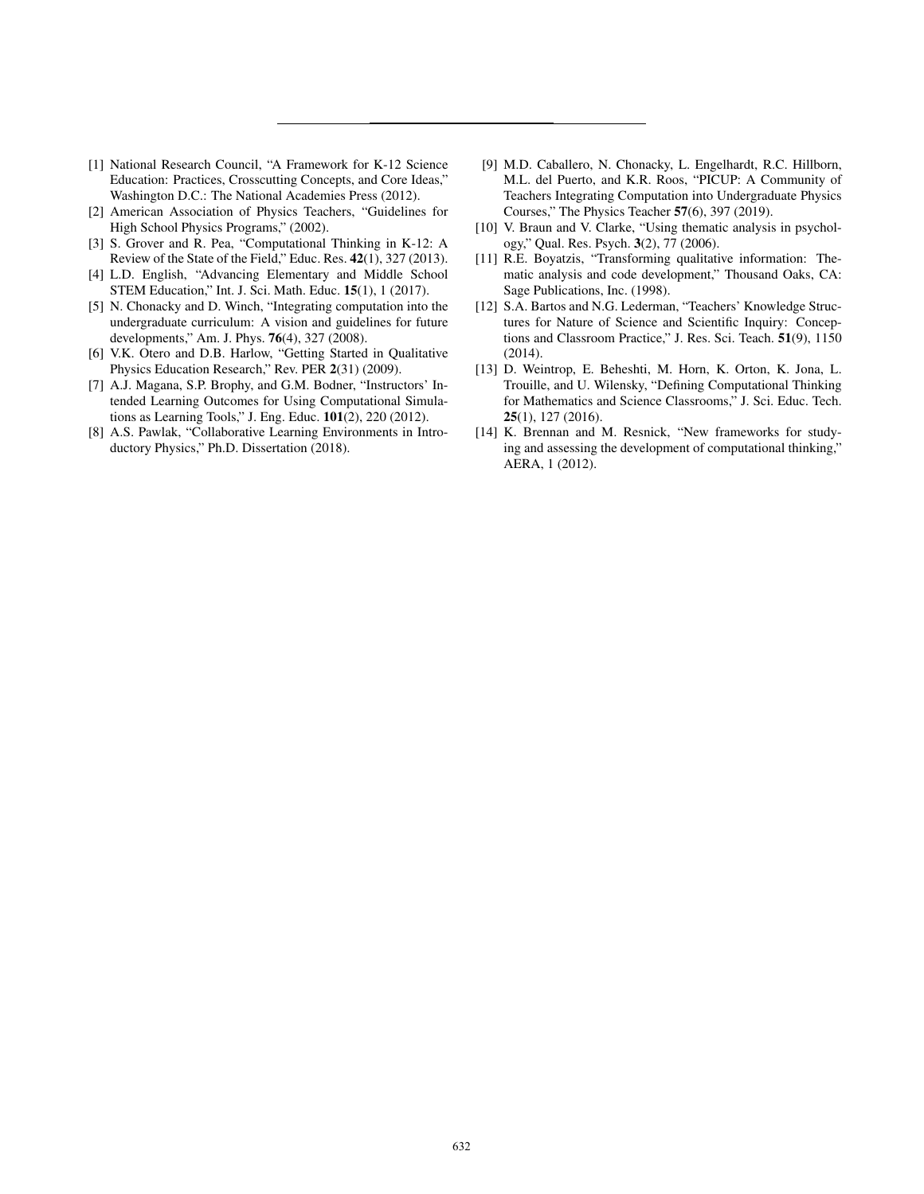[1] National Research Council, "A Framework for K-12 Science Education: Practices, Crosscutting Concepts, and Core Ideas," Washington D.C.: The National Academies Press (2012).

[2] American Association of Physics Teachers, "Guidelines for High School Physics Programs," (2002).

[3] S. Grover and R. Pea, "Computational Thinking in K-12: A Review of the State of the Field," Educ. Res. **42**(1), 327 (2013).

[4] L.D. English, "Advancing Elementary and Middle School STEM Education," Int. J. Sci. Math. Educ. **15**(1), 1 (2017).

[5] N. Chonacky and D. Winch, "Integrating computation into the undergraduate curriculum: A vision and guidelines for future developments," Am. J. Phys. **76**(4), 327 (2008).

[6] V.K. Otero and D.B. Harlow, "Getting Started in Qualitative Physics Education Research," Rev. PER **2**(31) (2009).

[7] A.J. Magana, S.P. Brophy, and G.M. Bodner, "Instructors' Intended Learning Outcomes for Using Computational Simulations as Learning Tools," J. Eng. Educ. **101**(2), 220 (2012).

[8] A.S. Pawlak, "Collaborative Learning Environments in Introductory Physics," Ph.D. Dissertation (2018).

[9] M.D. Caballero, N. Chonacky, L. Engelhardt, R.C. Hillborn, M.L. del Puerto, and K.R. Roos, "PICUP: A Community of Teachers Integrating Computation into Undergraduate Physics Courses," The Physics Teacher **57**(6), 397 (2019).

[10] V. Braun and V. Clarke, "Using thematic analysis in psychology," Qual. Res. Psych. **3**(2), 77 (2006).

[11] R.E. Boyatzis, "Transforming qualitative information: Thematic analysis and code development," Thousand Oaks, CA: Sage Publications, Inc. (1998).

[12] S.A. Bartos and N.G. Lederman, "Teachers' Knowledge Structures for Nature of Science and Scientific Inquiry: Conceptions and Classroom Practice," J. Res. Sci. Teach. **51**(9), 1150 (2014).

[13] D. Weintrop, E. Beheshti, M. Horn, K. Orton, K. Jona, L. Trouille, and U. Wilensky, "Defining Computational Thinking for Mathematics and Science Classrooms," J. Sci. Educ. Tech. **25**(1), 127 (2016).

[14] K. Brennan and M. Resnick, "New frameworks for studying and assessing the development of computational thinking," AERA, 1 (2012).